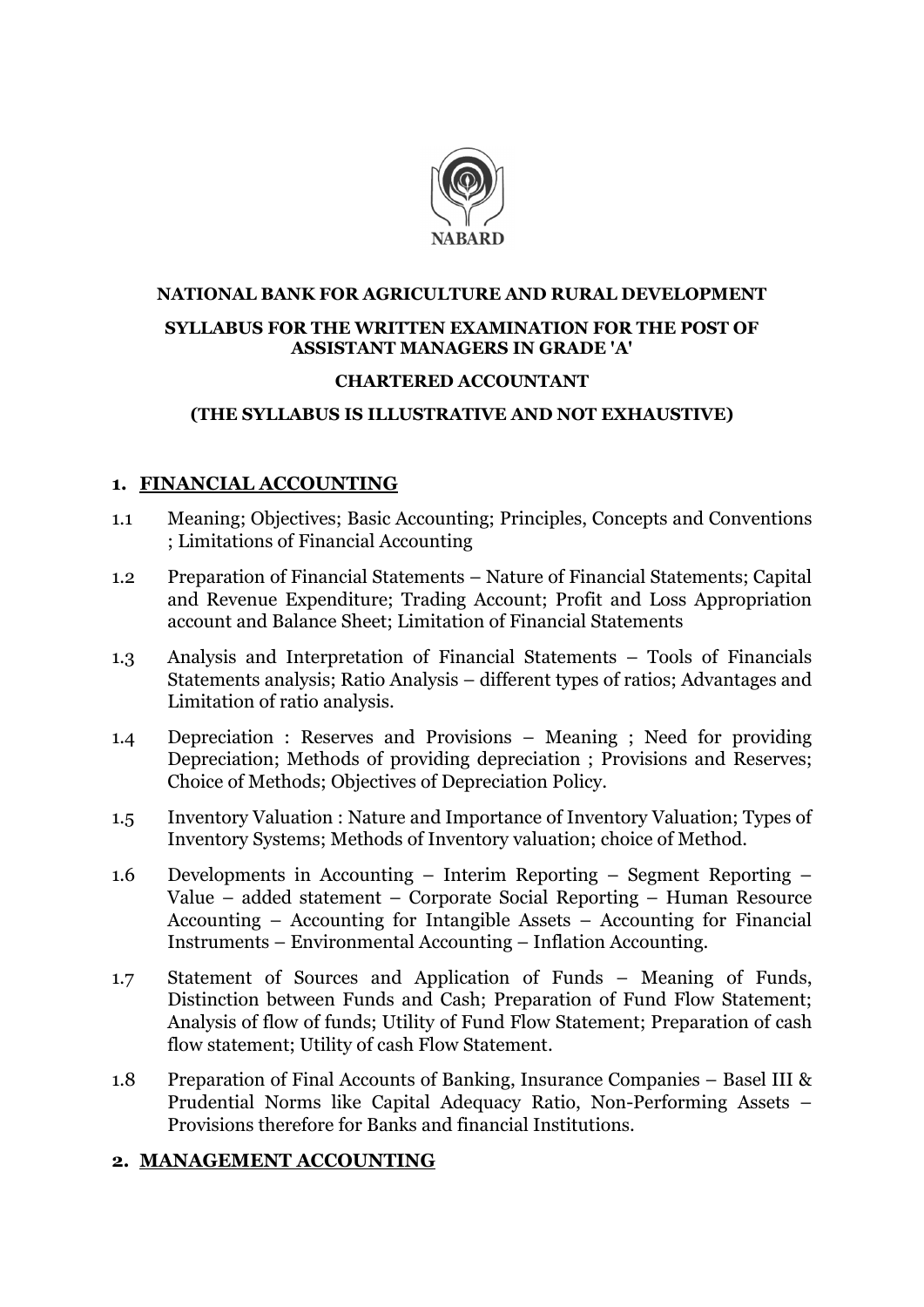NABARD

**NATIONAL BANK FOR AGRICULTURE AND RURAL DEVELOPMENT**

**SYLLABUS FOR THE WRITTEN EXAMINATION FOR THE POST OF ASSISTANT MANAGERS IN GRADE 'A'**

**CHARTERED ACCOUNTANT**

**(THE SYLLABUS IS ILLUSTRATIVE AND NOT EXHAUSTIVE)**

## 1. FINANCIAL ACCOUNTING

1.1 Meaning; Objectives; Basic Accounting; Principles, Concepts and Conventions ; Limitations of Financial Accounting

1.2 Preparation of Financial Statements – Nature of Financial Statements; Capital and Revenue Expenditure; Trading Account; Profit and Loss Appropriation account and Balance Sheet; Limitation of Financial Statements

1.3 Analysis and Interpretation of Financial Statements – Tools of Financials Statements analysis; Ratio Analysis – different types of ratios; Advantages and Limitation of ratio analysis.

1.4 Depreciation : Reserves and Provisions – Meaning ; Need for providing Depreciation; Methods of providing depreciation ; Provisions and Reserves; Choice of Methods; Objectives of Depreciation Policy.

1.5 Inventory Valuation : Nature and Importance of Inventory Valuation; Types of Inventory Systems; Methods of Inventory valuation; choice of Method.

1.6 Developments in Accounting – Interim Reporting – Segment Reporting – Value – added statement – Corporate Social Reporting – Human Resource Accounting – Accounting for Intangible Assets – Accounting for Financial Instruments – Environmental Accounting – Inflation Accounting.

1.7 Statement of Sources and Application of Funds – Meaning of Funds, Distinction between Funds and Cash; Preparation of Fund Flow Statement; Analysis of flow of funds; Utility of Fund Flow Statement; Preparation of cash flow statement; Utility of cash Flow Statement.

1.8 Preparation of Final Accounts of Banking, Insurance Companies – Basel III & Prudential Norms like Capital Adequacy Ratio, Non-Performing Assets – Provisions therefore for Banks and financial Institutions.

## 2. MANAGEMENT ACCOUNTING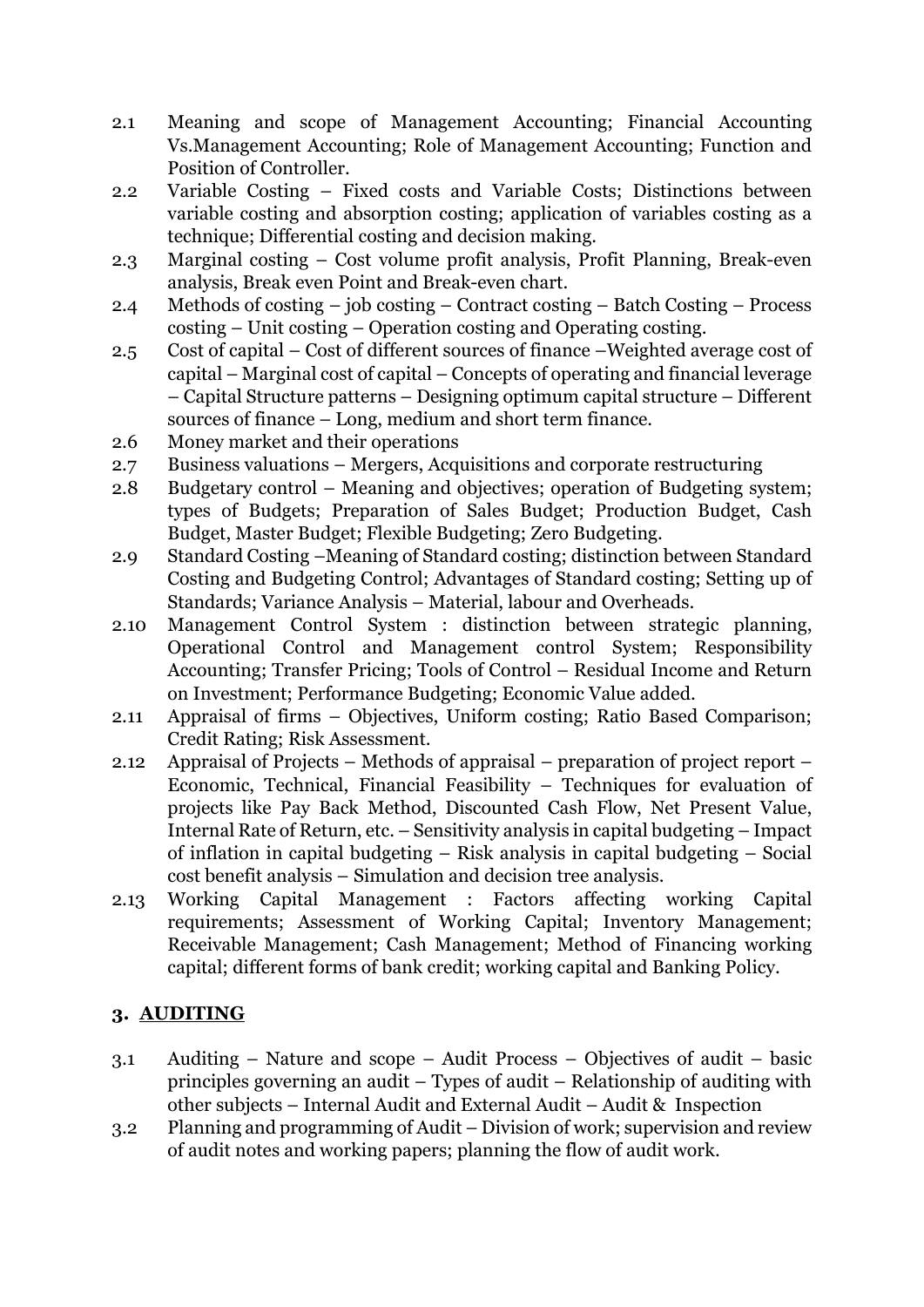2.1 Meaning and scope of Management Accounting; Financial Accounting Vs.Management Accounting; Role of Management Accounting; Function and Position of Controller.

2.2 Variable Costing – Fixed costs and Variable Costs; Distinctions between variable costing and absorption costing; application of variables costing as a technique; Differential costing and decision making.

2.3 Marginal costing – Cost volume profit analysis, Profit Planning, Break-even analysis, Break even Point and Break-even chart.

2.4 Methods of costing – job costing – Contract costing – Batch Costing – Process costing – Unit costing – Operation costing and Operating costing.

2.5 Cost of capital – Cost of different sources of finance –Weighted average cost of capital – Marginal cost of capital – Concepts of operating and financial leverage – Capital Structure patterns – Designing optimum capital structure – Different sources of finance – Long, medium and short term finance.

2.6 Money market and their operations

2.7 Business valuations – Mergers, Acquisitions and corporate restructuring

2.8 Budgetary control – Meaning and objectives; operation of Budgeting system; types of Budgets; Preparation of Sales Budget; Production Budget, Cash Budget, Master Budget; Flexible Budgeting; Zero Budgeting.

2.9 Standard Costing –Meaning of Standard costing; distinction between Standard Costing and Budgeting Control; Advantages of Standard costing; Setting up of Standards; Variance Analysis – Material, labour and Overheads.

2.10 Management Control System : distinction between strategic planning, Operational Control and Management control System; Responsibility Accounting; Transfer Pricing; Tools of Control – Residual Income and Return on Investment; Performance Budgeting; Economic Value added.

2.11 Appraisal of firms – Objectives, Uniform costing; Ratio Based Comparison; Credit Rating; Risk Assessment.

2.12 Appraisal of Projects – Methods of appraisal – preparation of project report – Economic, Technical, Financial Feasibility – Techniques for evaluation of projects like Pay Back Method, Discounted Cash Flow, Net Present Value, Internal Rate of Return, etc. – Sensitivity analysis in capital budgeting – Impact of inflation in capital budgeting – Risk analysis in capital budgeting – Social cost benefit analysis – Simulation and decision tree analysis.

2.13 Working Capital Management : Factors affecting working Capital requirements; Assessment of Working Capital; Inventory Management; Receivable Management; Cash Management; Method of Financing working capital; different forms of bank credit; working capital and Banking Policy.

## 3. AUDITING

3.1 Auditing – Nature and scope – Audit Process – Objectives of audit – basic principles governing an audit – Types of audit – Relationship of auditing with other subjects – Internal Audit and External Audit – Audit & Inspection

3.2 Planning and programming of Audit – Division of work; supervision and review of audit notes and working papers; planning the flow of audit work.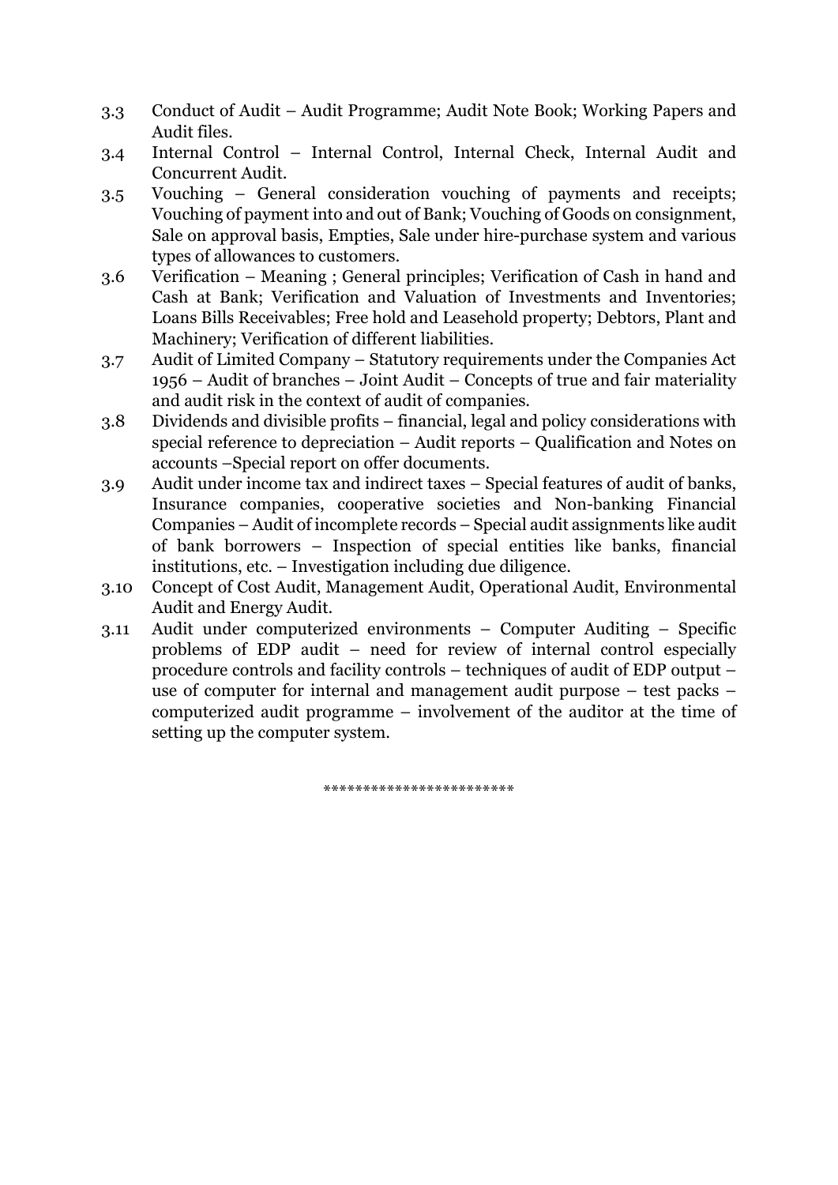3.3 Conduct of Audit – Audit Programme; Audit Note Book; Working Papers and Audit files.

3.4 Internal Control – Internal Control, Internal Check, Internal Audit and Concurrent Audit.

3.5 Vouching – General consideration vouching of payments and receipts; Vouching of payment into and out of Bank; Vouching of Goods on consignment, Sale on approval basis, Empties, Sale under hire-purchase system and various types of allowances to customers.

3.6 Verification – Meaning ; General principles; Verification of Cash in hand and Cash at Bank; Verification and Valuation of Investments and Inventories; Loans Bills Receivables; Free hold and Leasehold property; Debtors, Plant and Machinery; Verification of different liabilities.

3.7 Audit of Limited Company – Statutory requirements under the Companies Act 1956 – Audit of branches – Joint Audit – Concepts of true and fair materiality and audit risk in the context of audit of companies.

3.8 Dividends and divisible profits – financial, legal and policy considerations with special reference to depreciation – Audit reports – Qualification and Notes on accounts –Special report on offer documents.

3.9 Audit under income tax and indirect taxes – Special features of audit of banks, Insurance companies, cooperative societies and Non-banking Financial Companies – Audit of incomplete records – Special audit assignments like audit of bank borrowers – Inspection of special entities like banks, financial institutions, etc. – Investigation including due diligence.

3.10 Concept of Cost Audit, Management Audit, Operational Audit, Environmental Audit and Energy Audit.

3.11 Audit under computerized environments – Computer Auditing – Specific problems of EDP audit – need for review of internal control especially procedure controls and facility controls – techniques of audit of EDP output – use of computer for internal and management audit purpose – test packs – computerized audit programme – involvement of the auditor at the time of setting up the computer system.

************************